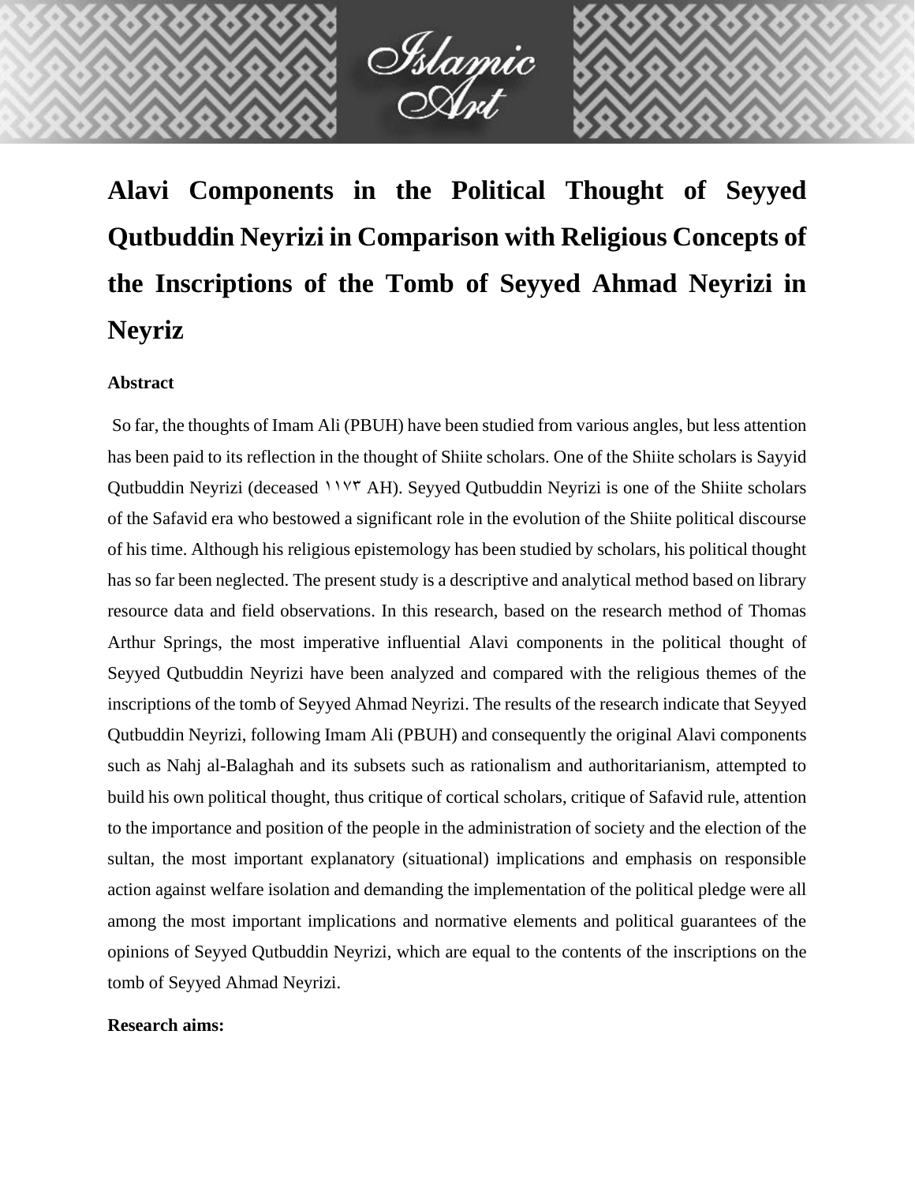# Alavi Components in the Political Thought of Seyyed Qutbuddin Neyrizi in Comparison with Religious Concepts of the Inscriptions of the Tomb of Seyyed Ahmad Neyrizi in Neyriz

## Abstract

So far, the thoughts of Imam Ali (PBUH) have been studied from various angles, but less attention has been paid to its reflection in the thought of Shiite scholars. One of the Shiite scholars is Sayyid Qutbuddin Neyrizi (deceased ١١٧٣ AH). Seyyed Qutbuddin Neyrizi is one of the Shiite scholars of the Safavid era who bestowed a significant role in the evolution of the Shiite political discourse of his time. Although his religious epistemology has been studied by scholars, his political thought has so far been neglected. The present study is a descriptive and analytical method based on library resource data and field observations. In this research, based on the research method of Thomas Arthur Springs, the most imperative influential Alavi components in the political thought of Seyyed Qutbuddin Neyrizi have been analyzed and compared with the religious themes of the inscriptions of the tomb of Seyyed Ahmad Neyrizi. The results of the research indicate that Seyyed Qutbuddin Neyrizi, following Imam Ali (PBUH) and consequently the original Alavi components such as Nahj al-Balaghah and its subsets such as rationalism and authoritarianism, attempted to build his own political thought, thus critique of cortical scholars, critique of Safavid rule, attention to the importance and position of the people in the administration of society and the election of the sultan, the most important explanatory (situational) implications and emphasis on responsible action against welfare isolation and demanding the implementation of the political pledge were all among the most important implications and normative elements and political guarantees of the opinions of Seyyed Qutbuddin Neyrizi, which are equal to the contents of the inscriptions on the tomb of Seyyed Ahmad Neyrizi.

**Research aims:**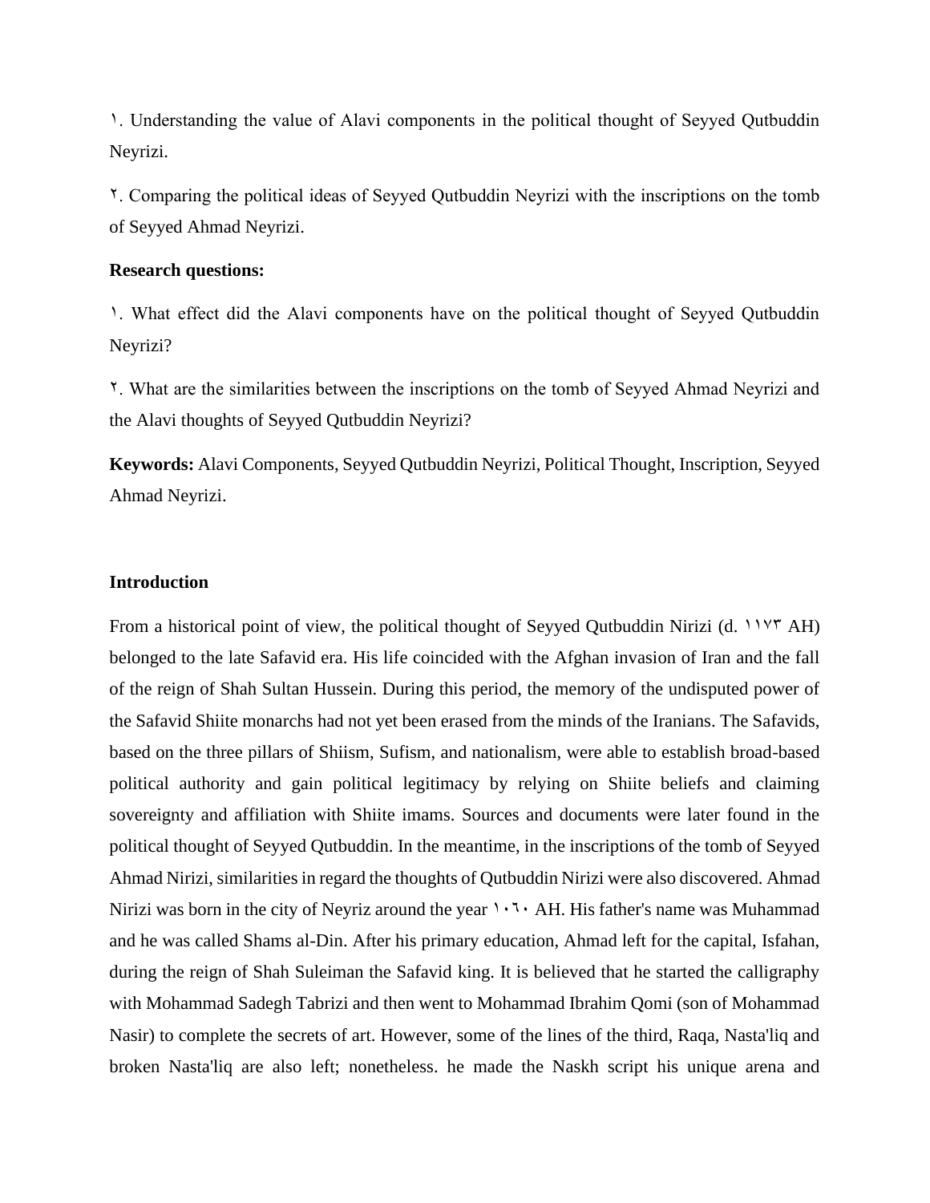١. Understanding the value of Alavi components in the political thought of Seyyed Qutbuddin Neyrizi.

٢. Comparing the political ideas of Seyyed Qutbuddin Neyrizi with the inscriptions on the tomb of Seyyed Ahmad Neyrizi.

**Research questions:**

١. What effect did the Alavi components have on the political thought of Seyyed Qutbuddin Neyrizi?

٢. What are the similarities between the inscriptions on the tomb of Seyyed Ahmad Neyrizi and the Alavi thoughts of Seyyed Qutbuddin Neyrizi?

**Keywords:** Alavi Components, Seyyed Qutbuddin Neyrizi, Political Thought, Inscription, Seyyed Ahmad Neyrizi.

**Introduction**

From a historical point of view, the political thought of Seyyed Qutbuddin Nirizi (d. ١١٧٣ AH) belonged to the late Safavid era. His life coincided with the Afghan invasion of Iran and the fall of the reign of Shah Sultan Hussein. During this period, the memory of the undisputed power of the Safavid Shiite monarchs had not yet been erased from the minds of the Iranians. The Safavids, based on the three pillars of Shiism, Sufism, and nationalism, were able to establish broad-based political authority and gain political legitimacy by relying on Shiite beliefs and claiming sovereignty and affiliation with Shiite imams. Sources and documents were later found in the political thought of Seyyed Qutbuddin. In the meantime, in the inscriptions of the tomb of Seyyed Ahmad Nirizi, similarities in regard the thoughts of Qutbuddin Nirizi were also discovered. Ahmad Nirizi was born in the city of Neyriz around the year ١٠٦٠ AH. His father's name was Muhammad and he was called Shams al-Din. After his primary education, Ahmad left for the capital, Isfahan, during the reign of Shah Suleiman the Safavid king. It is believed that he started the calligraphy with Mohammad Sadegh Tabrizi and then went to Mohammad Ibrahim Qomi (son of Mohammad Nasir) to complete the secrets of art. However, some of the lines of the third, Raqa, Nasta'liq and broken Nasta'liq are also left; nonetheless. he made the Naskh script his unique arena and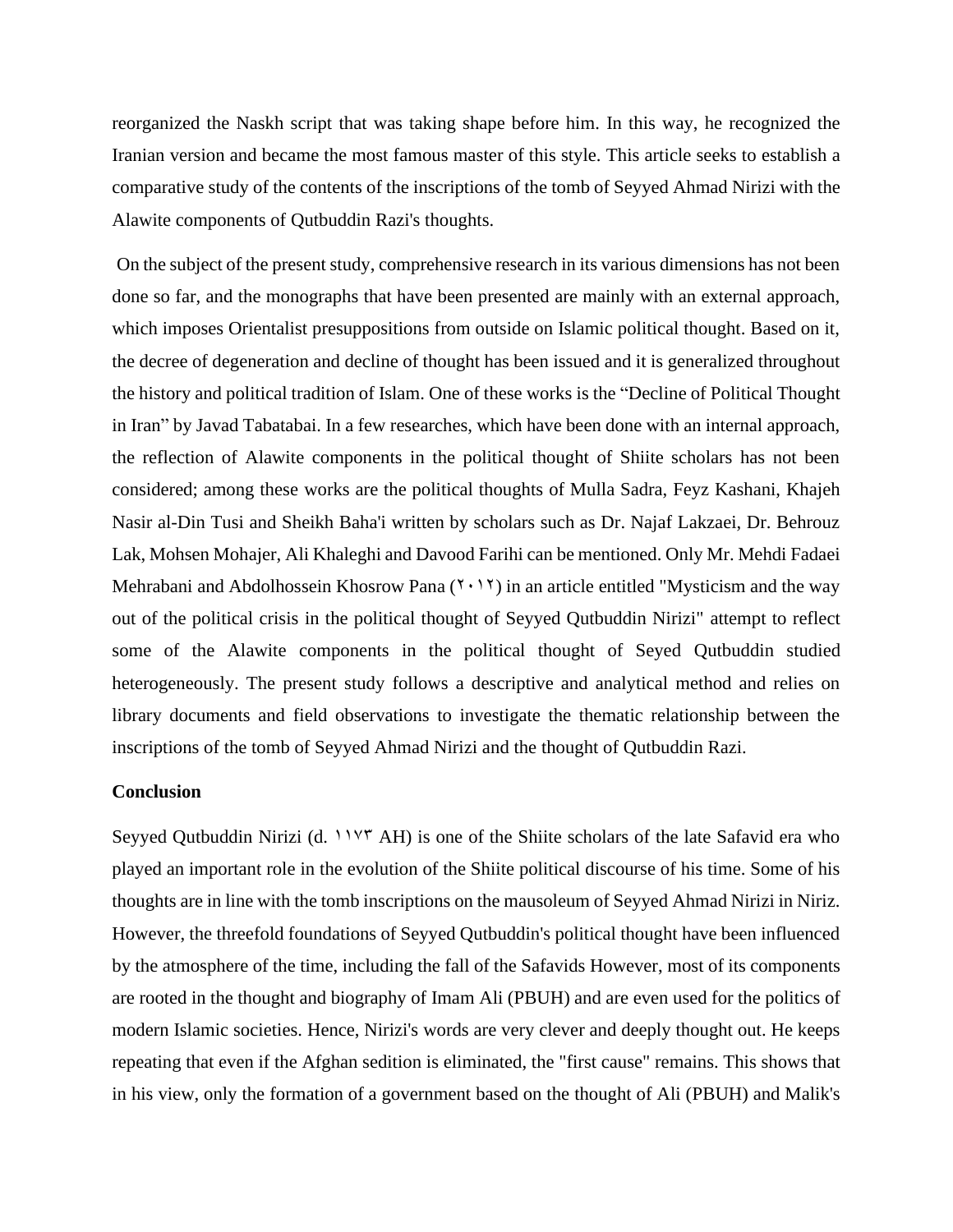reorganized the Naskh script that was taking shape before him. In this way, he recognized the Iranian version and became the most famous master of this style. This article seeks to establish a comparative study of the contents of the inscriptions of the tomb of Seyyed Ahmad Nirizi with the Alawite components of Qutbuddin Razi's thoughts.

On the subject of the present study, comprehensive research in its various dimensions has not been done so far, and the monographs that have been presented are mainly with an external approach, which imposes Orientalist presuppositions from outside on Islamic political thought. Based on it, the decree of degeneration and decline of thought has been issued and it is generalized throughout the history and political tradition of Islam. One of these works is the "Decline of Political Thought in Iran" by Javad Tabatabai. In a few researches, which have been done with an internal approach, the reflection of Alawite components in the political thought of Shiite scholars has not been considered; among these works are the political thoughts of Mulla Sadra, Feyz Kashani, Khajeh Nasir al-Din Tusi and Sheikh Baha'i written by scholars such as Dr. Najaf Lakzaei, Dr. Behrouz Lak, Mohsen Mohajer, Ali Khaleghi and Davood Farihi can be mentioned. Only Mr. Mehdi Fadaei Mehrabani and Abdolhossein Khosrow Pana (۲۰۱۲) in an article entitled "Mysticism and the way out of the political crisis in the political thought of Seyyed Qutbuddin Nirizi" attempt to reflect some of the Alawite components in the political thought of Seyed Qutbuddin studied heterogeneously. The present study follows a descriptive and analytical method and relies on library documents and field observations to investigate the thematic relationship between the inscriptions of the tomb of Seyyed Ahmad Nirizi and the thought of Qutbuddin Razi.

**Conclusion**

Seyyed Qutbuddin Nirizi (d. ۱۱۷۳ AH) is one of the Shiite scholars of the late Safavid era who played an important role in the evolution of the Shiite political discourse of his time. Some of his thoughts are in line with the tomb inscriptions on the mausoleum of Seyyed Ahmad Nirizi in Niriz. However, the threefold foundations of Seyyed Qutbuddin's political thought have been influenced by the atmosphere of the time, including the fall of the Safavids However, most of its components are rooted in the thought and biography of Imam Ali (PBUH) and are even used for the politics of modern Islamic societies. Hence, Nirizi's words are very clever and deeply thought out. He keeps repeating that even if the Afghan sedition is eliminated, the "first cause" remains. This shows that in his view, only the formation of a government based on the thought of Ali (PBUH) and Malik's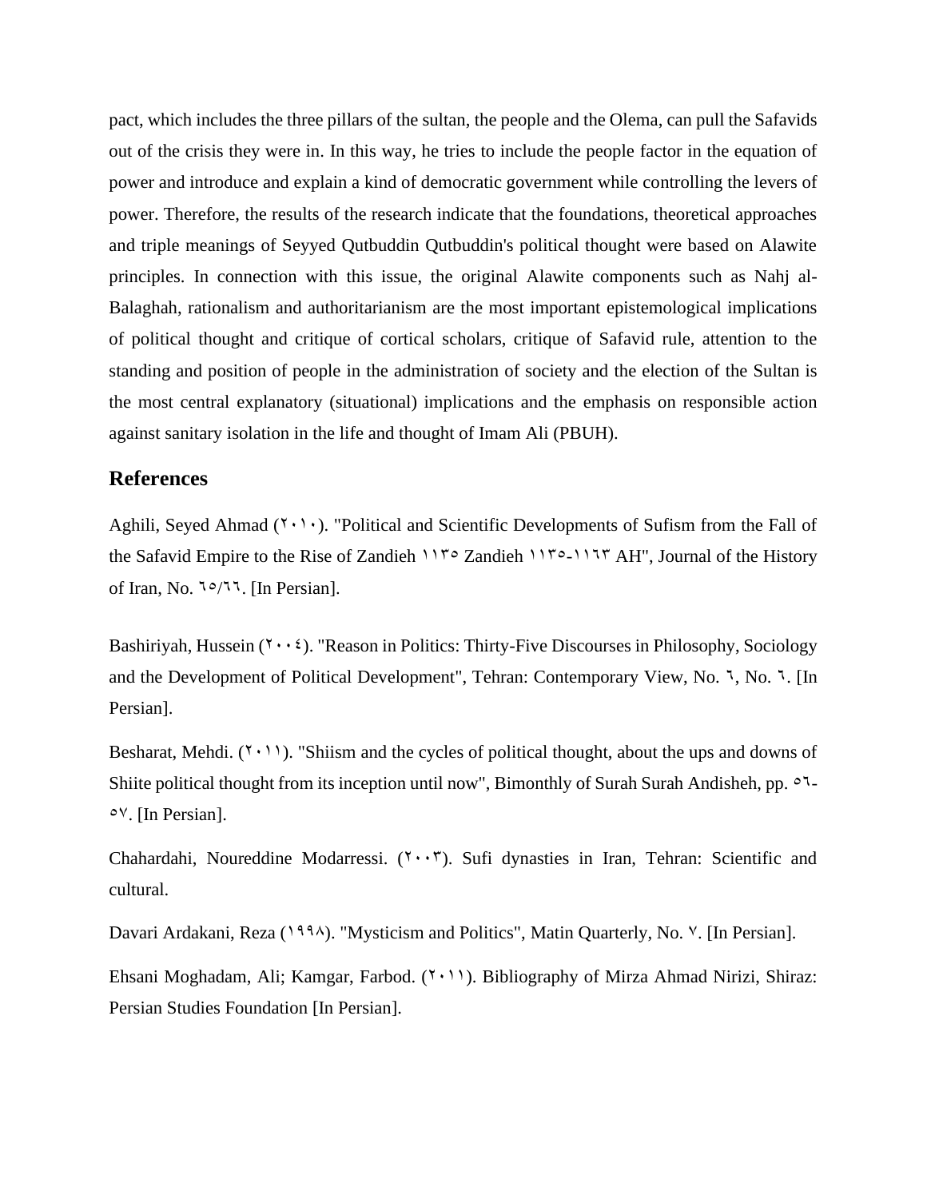pact, which includes the three pillars of the sultan, the people and the Olema, can pull the Safavids out of the crisis they were in. In this way, he tries to include the people factor in the equation of power and introduce and explain a kind of democratic government while controlling the levers of power. Therefore, the results of the research indicate that the foundations, theoretical approaches and triple meanings of Seyyed Qutbuddin Qutbuddin's political thought were based on Alawite principles. In connection with this issue, the original Alawite components such as Nahj al-Balaghah, rationalism and authoritarianism are the most important epistemological implications of political thought and critique of cortical scholars, critique of Safavid rule, attention to the standing and position of people in the administration of society and the election of the Sultan is the most central explanatory (situational) implications and the emphasis on responsible action against sanitary isolation in the life and thought of Imam Ali (PBUH).

## References

Aghili, Seyed Ahmad (٢٠١٠). "Political and Scientific Developments of Sufism from the Fall of the Safavid Empire to the Rise of Zandieh ١١٣٥ Zandieh ١١٣٥-١١٦٣ AH", Journal of the History of Iran, No. ٦٥/٦٦. [In Persian].

Bashiriyah, Hussein (٢٠٠٤). "Reason in Politics: Thirty-Five Discourses in Philosophy, Sociology and the Development of Political Development", Tehran: Contemporary View, No. ٦, No. ٦. [In Persian].

Besharat, Mehdi. (٢٠١١). "Shiism and the cycles of political thought, about the ups and downs of Shiite political thought from its inception until now", Bimonthly of Surah Surah Andisheh, pp. ٥٦-٥٧. [In Persian].

Chahardahi, Noureddine Modarressi. (٢٠٠٣). Sufi dynasties in Iran, Tehran: Scientific and cultural.

Davari Ardakani, Reza (١٩٩٨). "Mysticism and Politics", Matin Quarterly, No. ٧. [In Persian].

Ehsani Moghadam, Ali; Kamgar, Farbod. (٢٠١١). Bibliography of Mirza Ahmad Nirizi, Shiraz: Persian Studies Foundation [In Persian].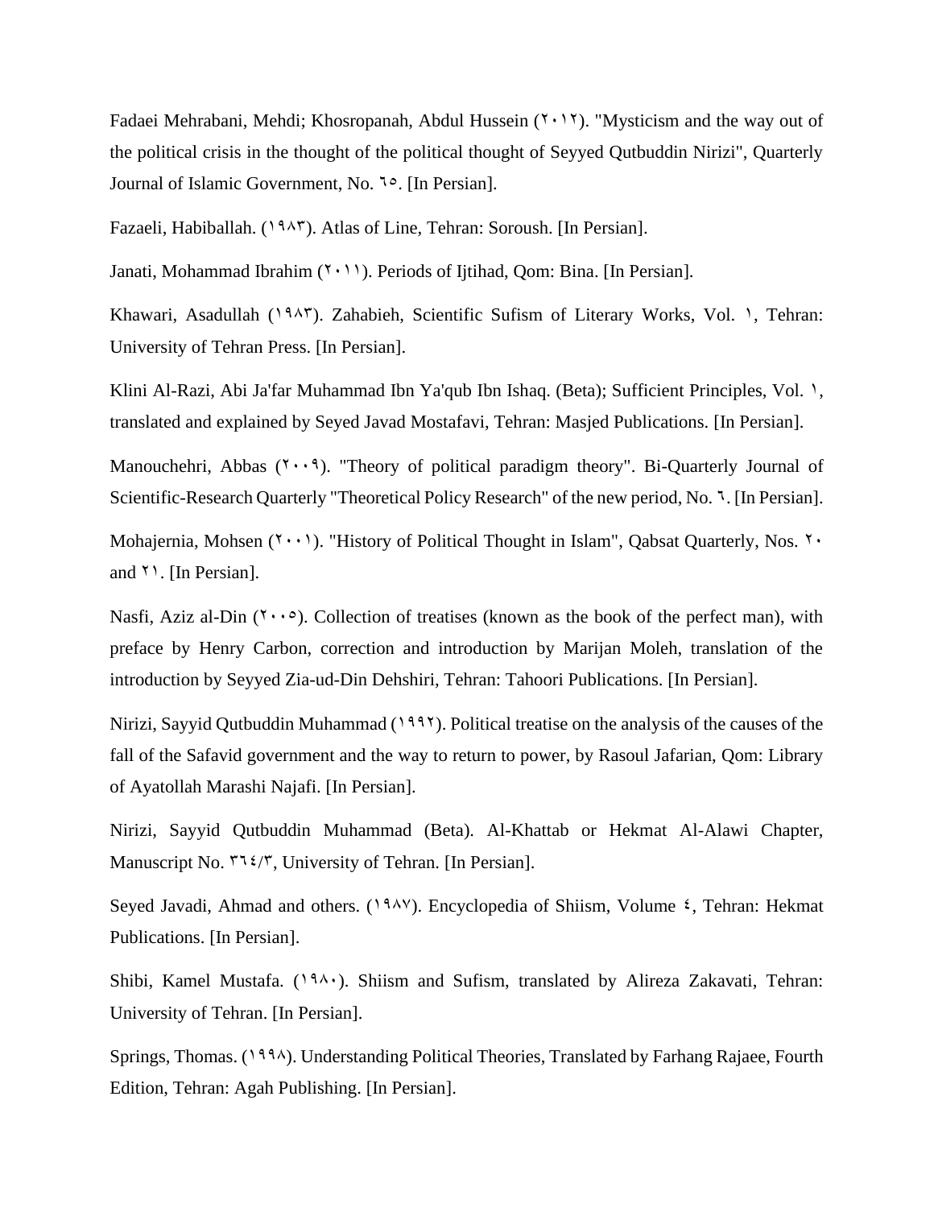Fadaei Mehrabani, Mehdi; Khosropanah, Abdul Hussein (٢٠١٢). "Mysticism and the way out of the political crisis in the thought of the political thought of Seyyed Qutbuddin Nirizi", Quarterly Journal of Islamic Government, No. ٦٥. [In Persian].

Fazaeli, Habiballah. (١٩٨٣). Atlas of Line, Tehran: Soroush. [In Persian].

Janati, Mohammad Ibrahim (٢٠١١). Periods of Ijtihad, Qom: Bina. [In Persian].

Khawari, Asadullah (١٩٨٣). Zahabieh, Scientific Sufism of Literary Works, Vol. ١, Tehran: University of Tehran Press. [In Persian].

Klini Al-Razi, Abi Ja'far Muhammad Ibn Ya'qub Ibn Ishaq. (Beta); Sufficient Principles, Vol. ١, translated and explained by Seyed Javad Mostafavi, Tehran: Masjed Publications. [In Persian].

Manouchehri, Abbas (٢٠٠٩). "Theory of political paradigm theory". Bi-Quarterly Journal of Scientific-Research Quarterly "Theoretical Policy Research" of the new period, No. ٦. [In Persian].

Mohajernia, Mohsen (٢٠٠١). "History of Political Thought in Islam", Qabsat Quarterly, Nos. ٢٠ and ٢١. [In Persian].

Nasfi, Aziz al-Din (٢٠٠٥). Collection of treatises (known as the book of the perfect man), with preface by Henry Carbon, correction and introduction by Marijan Moleh, translation of the introduction by Seyyed Zia-ud-Din Dehshiri, Tehran: Tahoori Publications. [In Persian].

Nirizi, Sayyid Qutbuddin Muhammad (١٩٩٢). Political treatise on the analysis of the causes of the fall of the Safavid government and the way to return to power, by Rasoul Jafarian, Qom: Library of Ayatollah Marashi Najafi. [In Persian].

Nirizi, Sayyid Qutbuddin Muhammad (Beta). Al-Khattab or Hekmat Al-Alawi Chapter, Manuscript No. ٣٦٤/٣, University of Tehran. [In Persian].

Seyed Javadi, Ahmad and others. (١٩٨٧). Encyclopedia of Shiism, Volume ٤, Tehran: Hekmat Publications. [In Persian].

Shibi, Kamel Mustafa. (١٩٨٠). Shiism and Sufism, translated by Alireza Zakavati, Tehran: University of Tehran. [In Persian].

Springs, Thomas. (١٩٩٨). Understanding Political Theories, Translated by Farhang Rajaee, Fourth Edition, Tehran: Agah Publishing. [In Persian].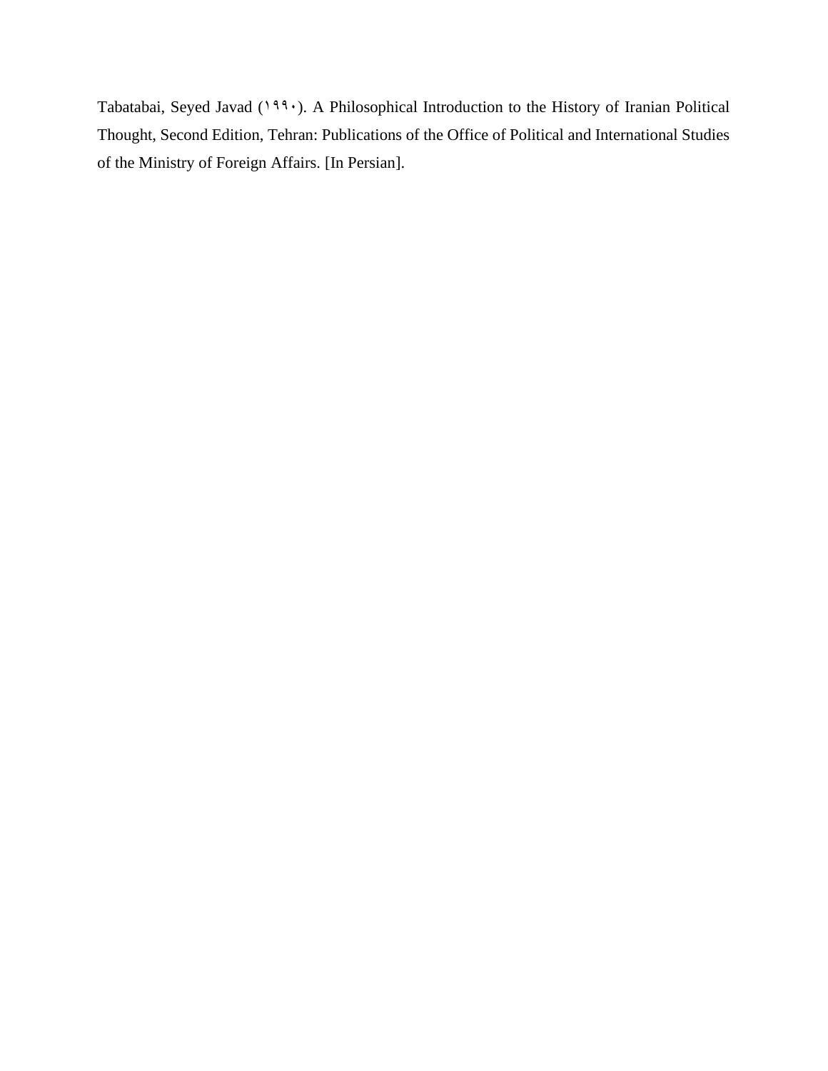Tabatabai, Seyed Javad (۱۹۹۰). A Philosophical Introduction to the History of Iranian Political Thought, Second Edition, Tehran: Publications of the Office of Political and International Studies of the Ministry of Foreign Affairs. [In Persian].